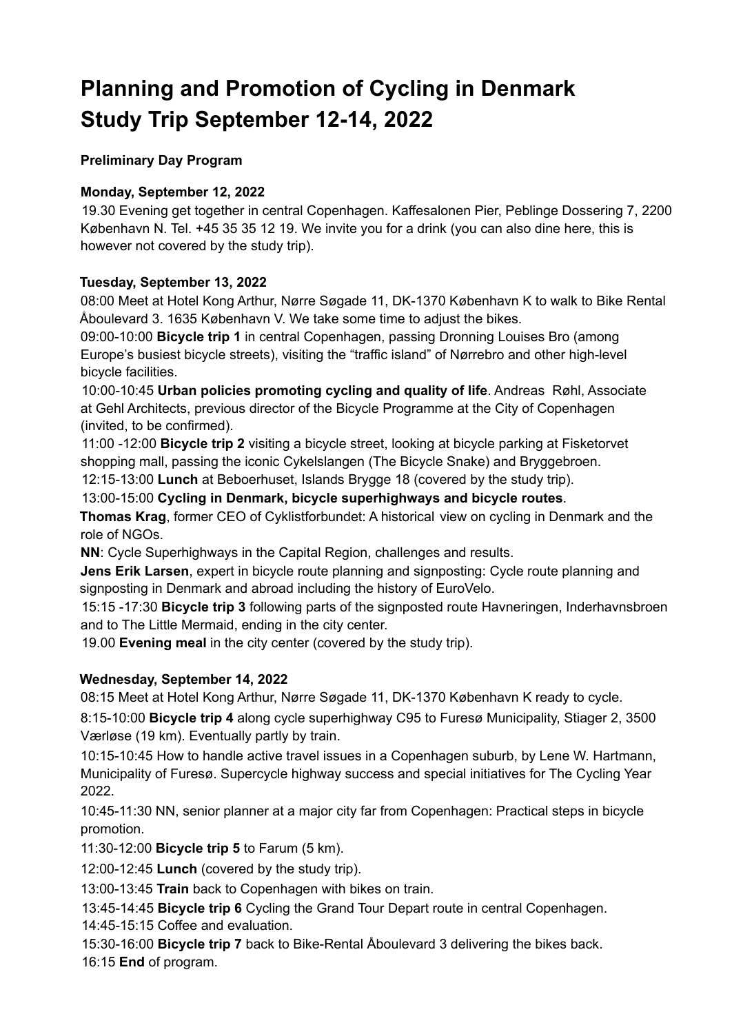# Planning and Promotion of Cycling in Denmark
# Study Trip September 12-14, 2022

**Preliminary Day Program**

**Monday, September 12, 2022**

19.30 Evening get together in central Copenhagen. Kaffesalonen Pier, Peblinge Dossering 7, 2200 København N. Tel. +45 35 35 12 19. We invite you for a drink (you can also dine here, this is however not covered by the study trip).

**Tuesday, September 13, 2022**

08:00 Meet at Hotel Kong Arthur, Nørre Søgade 11, DK-1370 København K to walk to Bike Rental Åboulevard 3. 1635 København V. We take some time to adjust the bikes.

09:00-10:00 **Bicycle trip 1** in central Copenhagen, passing Dronning Louises Bro (among Europe's busiest bicycle streets), visiting the "traffic island" of Nørrebro and other high-level bicycle facilities.

10:00-10:45 **Urban policies promoting cycling and quality of life**. Andreas Røhl, Associate at Gehl Architects, previous director of the Bicycle Programme at the City of Copenhagen (invited, to be confirmed).

11:00 -12:00 **Bicycle trip 2** visiting a bicycle street, looking at bicycle parking at Fisketorvet shopping mall, passing the iconic Cykelslangen (The Bicycle Snake) and Bryggebroen.

12:15-13:00 **Lunch** at Beboerhuset, Islands Brygge 18 (covered by the study trip).

13:00-15:00 **Cycling in Denmark, bicycle superhighways and bicycle routes**.

**Thomas Krag**, former CEO of Cyklistforbundet: A historical view on cycling in Denmark and the role of NGOs.

**NN**: Cycle Superhighways in the Capital Region, challenges and results.

**Jens Erik Larsen**, expert in bicycle route planning and signposting: Cycle route planning and signposting in Denmark and abroad including the history of EuroVelo.

15:15 -17:30 **Bicycle trip 3** following parts of the signposted route Havneringen, Inderhavnsbroen and to The Little Mermaid, ending in the city center.

19.00 **Evening meal** in the city center (covered by the study trip).

**Wednesday, September 14, 2022**

08:15 Meet at Hotel Kong Arthur, Nørre Søgade 11, DK-1370 København K ready to cycle.

8:15-10:00 **Bicycle trip 4** along cycle superhighway C95 to Furesø Municipality, Stiager 2, 3500 Værløse (19 km). Eventually partly by train.

10:15-10:45 How to handle active travel issues in a Copenhagen suburb, by Lene W. Hartmann, Municipality of Furesø. Supercycle highway success and special initiatives for The Cycling Year 2022.

10:45-11:30 NN, senior planner at a major city far from Copenhagen: Practical steps in bicycle promotion.

11:30-12:00 **Bicycle trip 5** to Farum (5 km).

12:00-12:45 **Lunch** (covered by the study trip).

13:00-13:45 **Train** back to Copenhagen with bikes on train.

13:45-14:45 **Bicycle trip 6** Cycling the Grand Tour Depart route in central Copenhagen.

14:45-15:15 Coffee and evaluation.

15:30-16:00 **Bicycle trip 7** back to Bike-Rental Åboulevard 3 delivering the bikes back.

16:15 **End** of program.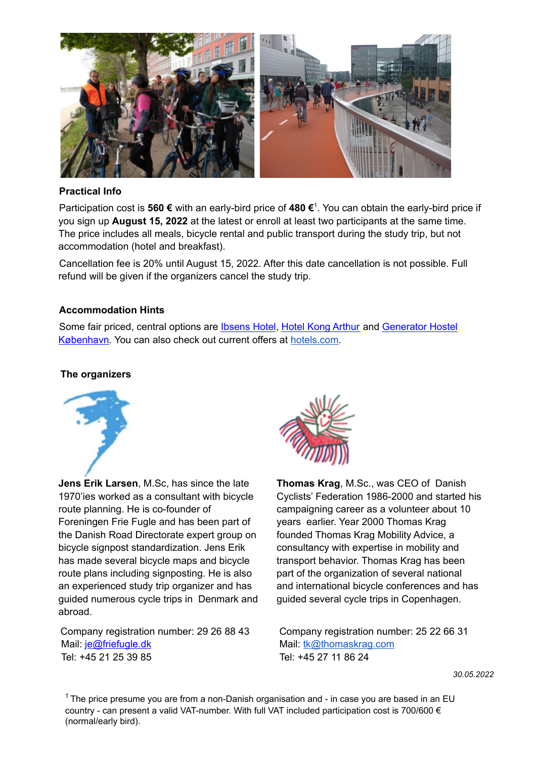## Practical Info

Participation cost is **560 €** with an early-bird price of **480 €**[1]. You can obtain the early-bird price if you sign up **August 15, 2022** at the latest or enroll at least two participants at the same time. The price includes all meals, bicycle rental and public transport during the study trip, but not accommodation (hotel and breakfast).

Cancellation fee is 20% until August 15, 2022. After this date cancellation is not possible. Full refund will be given if the organizers cancel the study trip.

## Accommodation Hints

Some fair priced, central options are Ibsens Hotel, Hotel Kong Arthur and Generator Hostel København. You can also check out current offers at hotels.com.

## The organizers

**Jens Erik Larsen**, M.Sc, has since the late 1970'ies worked as a consultant with bicycle route planning. He is co-founder of Foreningen Frie Fugle and has been part of the Danish Road Directorate expert group on bicycle signpost standardization. Jens Erik has made several bicycle maps and bicycle route plans including signposting. He is also an experienced study trip organizer and has guided numerous cycle trips in Denmark and abroad.

Company registration number: 29 26 88 43
Mail: je@friefugle.dk
Tel: +45 21 25 39 85

**Thomas Krag**, M.Sc., was CEO of Danish Cyclists' Federation 1986-2000 and started his campaigning career as a volunteer about 10 years earlier. Year 2000 Thomas Krag founded Thomas Krag Mobility Advice, a consultancy with expertise in mobility and transport behavior. Thomas Krag has been part of the organization of several national and international bicycle conferences and has guided several cycle trips in Copenhagen.

Company registration number: 25 22 66 31
Mail: tk@thomaskrag.com
Tel: +45 27 11 86 24

*30.05.2022*

[1] The price presume you are from a non-Danish organisation and - in case you are based in an EU country - can present a valid VAT-number. With full VAT included participation cost is 700/600 € (normal/early bird).